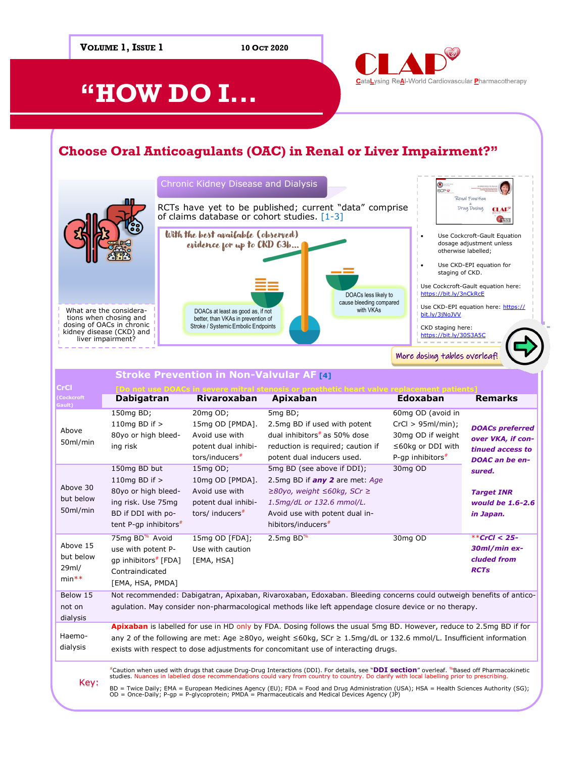**Volume 1, Issue 1** 10 Oct 2020

# "HOW DO I…

**CLAP** — CataLysing ReAl-World Cardiovascular Pharmacotherapy

## Choose Oral Anticoagulants (OAC) in Renal or Liver Impairment?"

What are the considerations when chosing and dosing of OACs in chronic kidney disease (CKD) and liver impairment?

### Chronic Kidney Disease and Dialysis

RCTs have yet to be published; current "data" comprise of claims database or cohort studies. [1-3]

With the best available (observed) evidence for up to CKD G3b…

- DOACs at least as good as, if not better, than VKAs in prevention of Stroke / Systemic Embolic Endpoints
- DOACs less likely to cause bleeding compared with VKAs

Renal Function & Drug Dosing

- Use Cockcroft-Gault Equation dosage adjustment unless otherwise labelled;
- Use CKD-EPI equation for staging of CKD.

Use Cockcroft-Gault equation here: https://bit.ly/3nCkRcE

Use CKD-EPI equation here: https://bit.ly/3jNoJVV

CKD staging here: https://bit.ly/30S3A5C

More dosing tables overleaf!

### Stroke Prevention in Non-Valvular AF [4]

[Do not use DOACs in severe mitral stenosis or prosthetic heart valve replacement patients]

| CrCl (Cockcroft Gault) | Dabigatran | Rivaroxaban | Apixaban | Edoxaban | Remarks |
|---|---|---|---|---|---|
| Above 50ml/min | 150mg BD; 110mg BD if > 80yo or high bleeding risk | 20mg OD; 15mg OD [PMDA]. Avoid use with potent dual inhibitors/inducers# | 5mg BD; 2.5mg BD if used with potent dual inhibitors# as 50% dose reduction is required; caution if potent dual inducers used. | 60mg OD (avoid in CrCl > 95ml/min); 30mg OD if weight ≤60kg or DDI with P-gp inhibitors# | ***DOACs preferred over VKA, if continued access to DOAC can be ensured.*** ***Target INR would be 1.6-2.6 in Japan.*** |
| Above 30 but below 50ml/min | 150mg BD but 110mg BD if > 80yo or high bleeding risk. Use 75mg BD if DDI with potent P-gp inhibitors# | 15mg OD; 10mg OD [PMDA]. Avoid use with potent dual inhibitors/ inducers# | 5mg BD (see above if DDI); 2.5mg BD if **any 2** are met: *Age ≥80yo, weight ≤60kg, SCr ≥ 1.5mg/dL or 132.6 mmol/L.* Avoid use with potent dual inhibitors/inducers# | 30mg OD | |
| Above 15 but below 29ml/min** | 75mg BD% Avoid use with potent P-gp inhibitors# [FDA] Contraindicated [EMA, HSA, PMDA] | 15mg OD [FDA]; Use with caution [EMA, HSA] | 2.5mg BD% | 30mg OD | ***\*\*CrCl < 25-30ml/min excluded from RCTs*** |
| Below 15 not on dialysis | Not recommended: Dabigatran, Apixaban, Rivaroxaban, Edoxaban. Bleeding concerns could outweigh benefits of anticoagulation. May consider non-pharmacological methods like left appendage closure device or no therapy. | | | | |
| Haemodialysis | **Apixaban** is labelled for use in HD only by FDA. Dosing follows the usual 5mg BD. However, reduce to 2.5mg BD if for any 2 of the following are met: Age ≥80yo, weight ≤60kg, SCr ≥ 1.5mg/dL or 132.6 mmol/L. Insufficient information exists with respect to dose adjustments for concomitant use of interacting drugs. | | | | |

**Key:**

#Caution when used with drugs that cause Drug-Drug Interactions (DDI). For details, see "**DDI section**" overleaf. %Based off Pharmacokinetic studies. Nuances in labelled dose recommendations could vary from country to country. Do clarify with local labelling prior to prescribing.

BD = Twice Daily; EMA = European Medicines Agency (EU); FDA = Food and Drug Administration (USA); HSA = Health Sciences Authority (SG); OD = Once-Daily; P-gp = P-glycoprotein; PMDA = Pharmaceuticals and Medical Devices Agency (JP)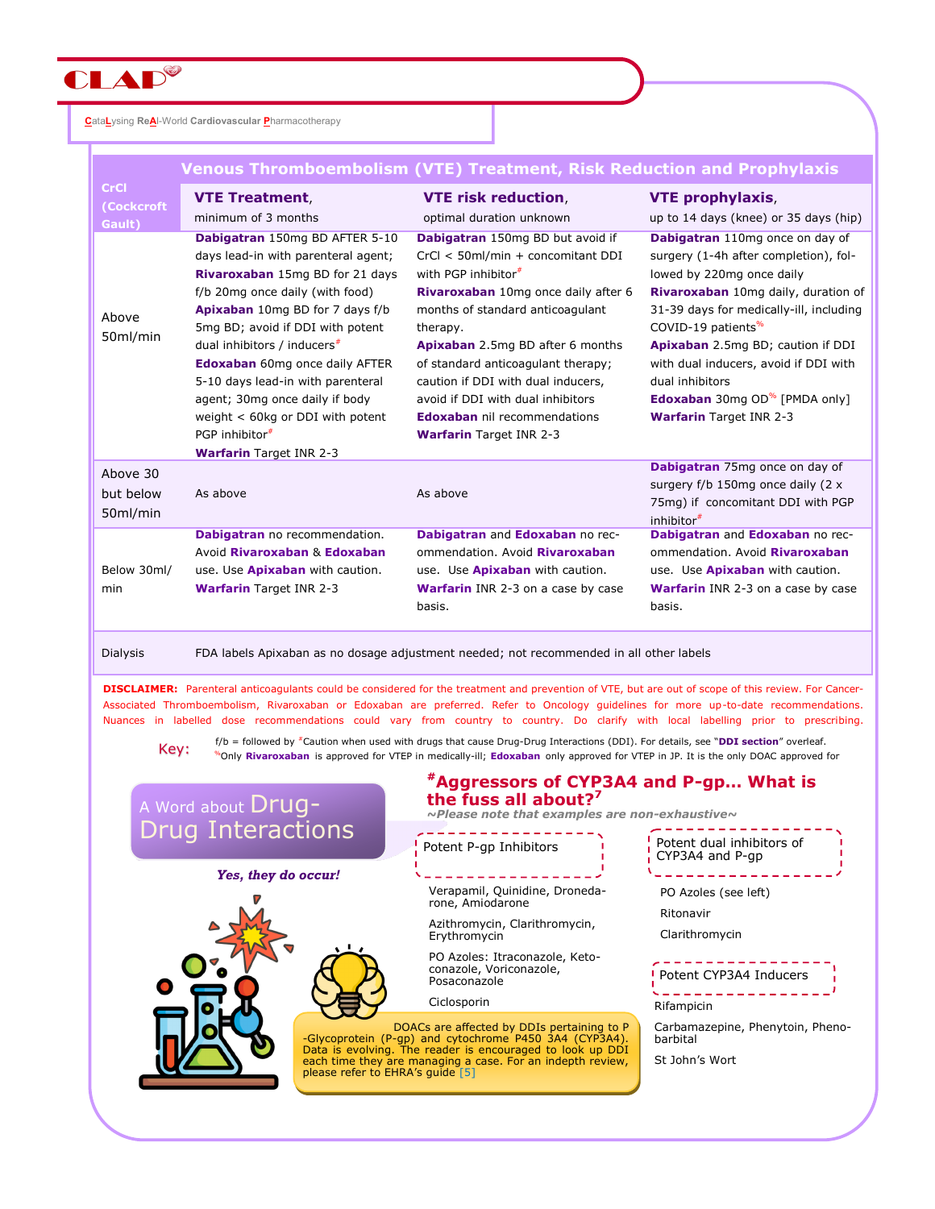# CLAP

**C**ata**L**ysing **R**e**A**l-World **Cardiovascular** **P**harmacotherapy

## Venous Thromboembolism (VTE) Treatment, Risk Reduction and Prophylaxis

| CrCl (Cockcroft Gault) | **VTE Treatment**, minimum of 3 months | **VTE risk reduction**, optimal duration unknown | **VTE prophylaxis**, up to 14 days (knee) or 35 days (hip) |
|---|---|---|---|
| Above 50ml/min | **Dabigatran** 150mg BD AFTER 5-10 days lead-in with parenteral agent; **Rivaroxaban** 15mg BD for 21 days f/b 20mg once daily (with food) **Apixaban** 10mg BD for 7 days f/b 5mg BD; avoid if DDI with potent dual inhibitors / inducers# **Edoxaban** 60mg once daily AFTER 5-10 days lead-in with parenteral agent; 30mg once daily if body weight < 60kg or DDI with potent PGP inhibitor# **Warfarin** Target INR 2-3 | **Dabigatran** 150mg BD but avoid if CrCl < 50ml/min + concomitant DDI with PGP inhibitor# **Rivaroxaban** 10mg once daily after 6 months of standard anticoagulant therapy. **Apixaban** 2.5mg BD after 6 months of standard anticoagulant therapy; caution if DDI with dual inducers, avoid if DDI with dual inhibitors **Edoxaban** nil recommendations **Warfarin** Target INR 2-3 | **Dabigatran** 110mg once on day of surgery (1-4h after completion), followed by 220mg once daily **Rivaroxaban** 10mg daily, duration of 31-39 days for medically-ill, including COVID-19 patients% **Apixaban** 2.5mg BD; caution if DDI with dual inducers, avoid if DDI with dual inhibitors **Edoxaban** 30mg OD% [PMDA only] **Warfarin** Target INR 2-3 |
| Above 30 but below 50ml/min | As above | As above | **Dabigatran** 75mg once on day of surgery f/b 150mg once daily (2 x 75mg) if concomitant DDI with PGP inhibitor# |
| Below 30ml/min | **Dabigatran** no recommendation. Avoid **Rivaroxaban** & **Edoxaban** use. Use **Apixaban** with caution. **Warfarin** Target INR 2-3 | **Dabigatran** and **Edoxaban** no recommendation. Avoid **Rivaroxaban** use. Use **Apixaban** with caution. **Warfarin** INR 2-3 on a case by case basis. | **Dabigatran** and **Edoxaban** no recommendation. Avoid **Rivaroxaban** use. Use **Apixaban** with caution. **Warfarin** INR 2-3 on a case by case basis. |
| Dialysis | FDA labels Apixaban as no dosage adjustment needed; not recommended in all other labels | | |

**DISCLAIMER:** Parenteral anticoagulants could be considered for the treatment and prevention of VTE, but are out of scope of this review. For Cancer-Associated Thromboembolism, Rivaroxaban or Edoxaban are preferred. Refer to Oncology guidelines for more up-to-date recommendations. Nuances in labelled dose recommendations could vary from country to country. Do clarify with local labelling prior to prescribing.

**Key:** f/b = followed by #Caution when used with drugs that cause Drug-Drug Interactions (DDI). For details, see "**DDI section**" overleaf.
%Only **Rivaroxaban** is approved for VTEP in medically-ill; **Edoxaban** only approved for VTEP in JP. It is the only DOAC approved for

## A Word about Drug-Drug Interactions

***Yes, they do occur!***

## #Aggressors of CYP3A4 and P-gp... What is the fuss all about?[7]

***~Please note that examples are non-exhaustive~***

**Potent P-gp Inhibitors**

- Verapamil, Quinidine, Dronedarone, Amiodarone
- Azithromycin, Clarithromycin, Erythromycin
- PO Azoles: Itraconazole, Ketoconazole, Voriconazole, Posaconazole
- Ciclosporin

**Potent dual inhibitors of CYP3A4 and P-gp**

- PO Azoles (see left)
- Ritonavir
- Clarithromycin

**Potent CYP3A4 Inducers**

- Rifampicin
- Carbamazepine, Phenytoin, Phenobarbital
- St John's Wort

DOACs are affected by DDIs pertaining to P-Glycoprotein (P-gp) and cytochrome P450 3A4 (CYP3A4). Data is evolving. The reader is encouraged to look up DDI each time they are managing a case. For an indepth review, please refer to EHRA's guide [5]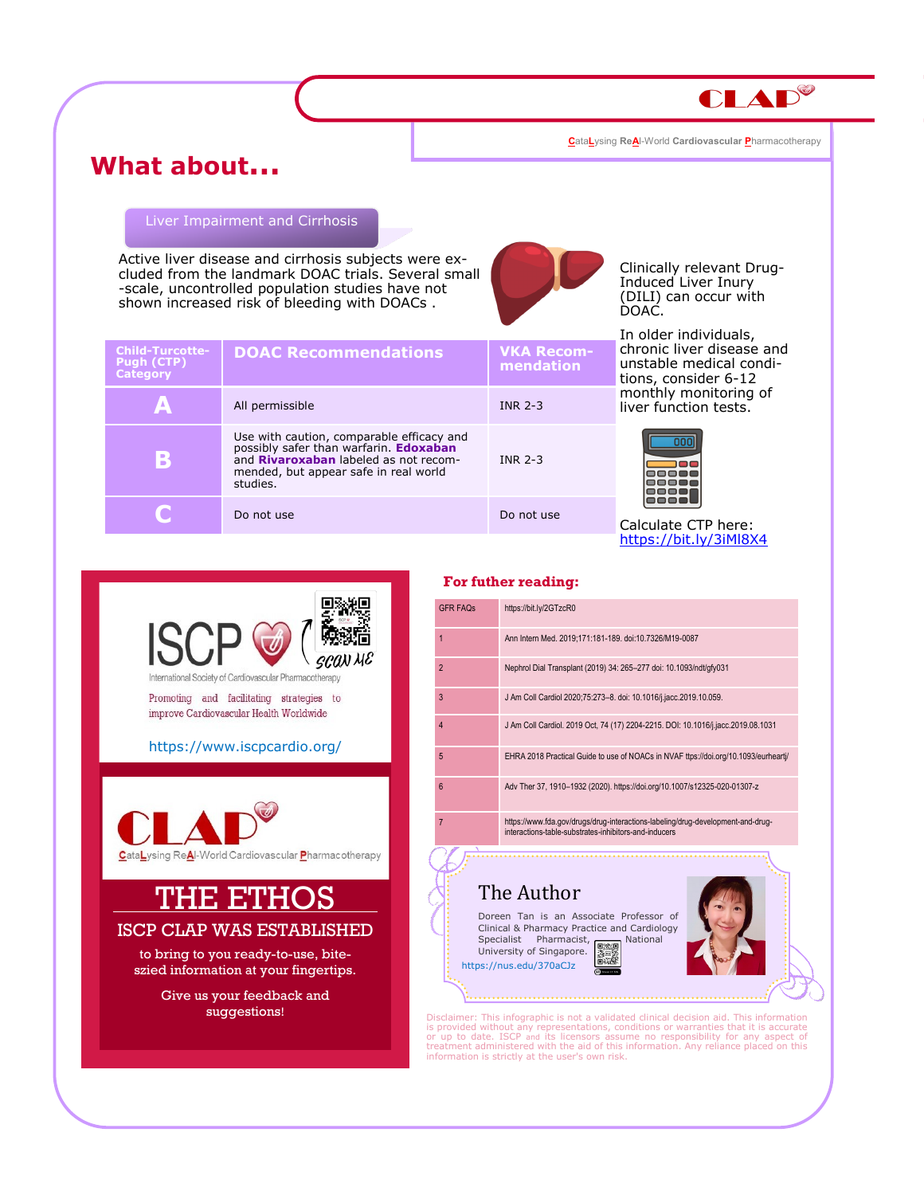# What about...

## Liver Impairment and Cirrhosis

Active liver disease and cirrhosis subjects were excluded from the landmark DOAC trials. Several small-scale, uncontrolled population studies have not shown increased risk of bleeding with DOACs .

| Child-Turcotte-Pugh (CTP) Category | DOAC Recommendations | VKA Recommendation |
|---|---|---|
| A | All permissible | INR 2-3 |
| B | Use with caution, comparable efficacy and possibly safer than warfarin. **Edoxaban** and **Rivaroxaban** labeled as not recommended, but appear safe in real world studies. | INR 2-3 |
| C | Do not use | Do not use |

Clinically relevant Drug-Induced Liver Inury (DILI) can occur with DOAC.

In older individuals, chronic liver disease and unstable medical conditions, consider 6-12 monthly monitoring of liver function tests.

Calculate CTP here: https://bit.ly/3iMl8X4

## For futher reading:

| | |
|---|---|
| GFR FAQs | https://bit.ly/2GTzcR0 |
| 1 | Ann Intern Med. 2019;171:181-189. doi:10.7326/M19-0087 |
| 2 | Nephrol Dial Transplant (2019) 34: 265–277 doi: 10.1093/ndt/gfy031 |
| 3 | J Am Coll Cardiol 2020;75:273–8. doi: 10.1016/j.jacc.2019.10.059. |
| 4 | J Am Coll Cardiol. 2019 Oct, 74 (17) 2204-2215. DOI: 10.1016/j.jacc.2019.08.1031 |
| 5 | EHRA 2018 Practical Guide to use of NOACs in NVAF ttps://doi.org/10.1093/eurheartj/ |
| 6 | Adv Ther 37, 1910–1932 (2020). https://doi.org/10.1007/s12325-020-01307-z |
| 7 | https://www.fda.gov/drugs/drug-interactions-labeling/drug-development-and-drug-interactions-table-substrates-inhibitors-and-inducers |

ISCP

International Society of Cardiovascular Pharmacotherapy

Promoting and facilitating strategies to improve Cardiovascular Health Worldwide

https://www.iscpcardio.org/

CLAP — CataLysing ReAl-World Cardiovascular Pharmacotherapy

## THE ETHOS

ISCP CLAP WAS ESTABLISHED

to bring to you ready-to-use, bite-szied information at your fingertips.

Give us your feedback and suggestions!

## The Author

Doreen Tan is an Associate Professor of Clinical & Pharmacy Practice and Cardiology Specialist Pharmacist, National University of Singapore.

https://nus.edu/370aCJz

Disclaimer: This infographic is not a validated clinical decision aid. This information is provided without any representations, conditions or warranties that it is accurate or up to date. ISCP and its licensors assume no responsibility for any aspect of treatment administered with the aid of this information. Any reliance placed on this information is strictly at the user's own risk.